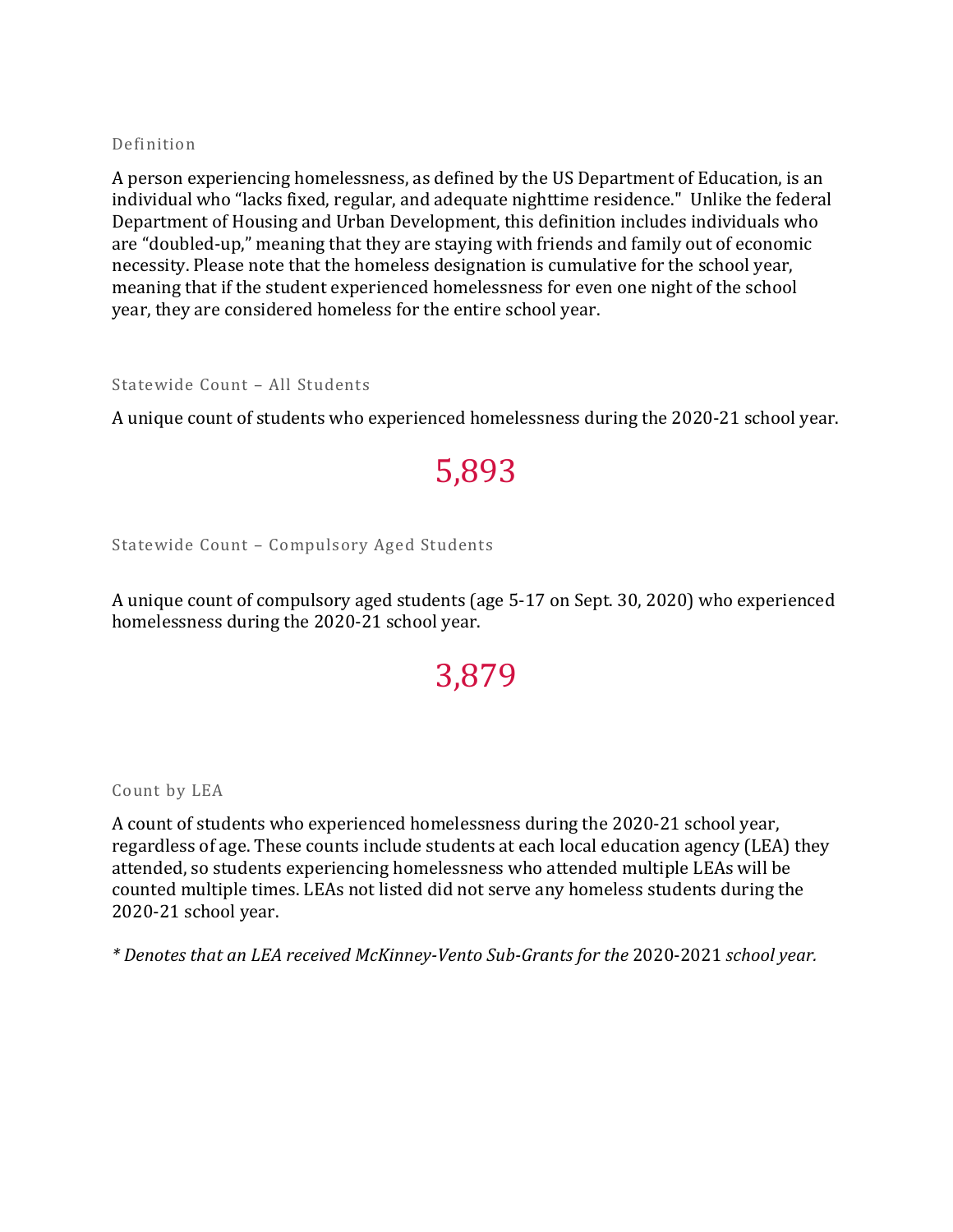## Definition

A person experiencing homelessness, as defined by the US Department of Education, is an individual who "lacks fixed, regular, and adequate nighttime residence." Unlike the federal Department of Housing and Urban Development, this definition includes individuals who are "doubled-up," meaning that they are staying with friends and family out of economic necessity. Please note that the homeless designation is cumulative for the school year, meaning that if the student experienced homelessness for even one night of the school year, they are considered homeless for the entire school year.

## Statewide Count – All Students

A unique count of students who experienced homelessness during the 2020-21 school year.

**5,893**

## Statewide Count – Compulsory Aged Students

A unique count of compulsory aged students (age 5-17 on Sept. 30, 2020) who experienced homelessness during the 2020-21 school year.

**3,879**

## Count by LEA

A count of students who experienced homelessness during the 2020-21 school year, regardless of age. These counts include students at each local education agency (LEA) they attended, so students experiencing homelessness who attended multiple LEAs will be counted multiple times. LEAs not listed did not serve any homeless students during the 2020-21 school year.

*\* Denotes that an LEA received McKinney-Vento Sub-Grants for the 2020-2021 school year.*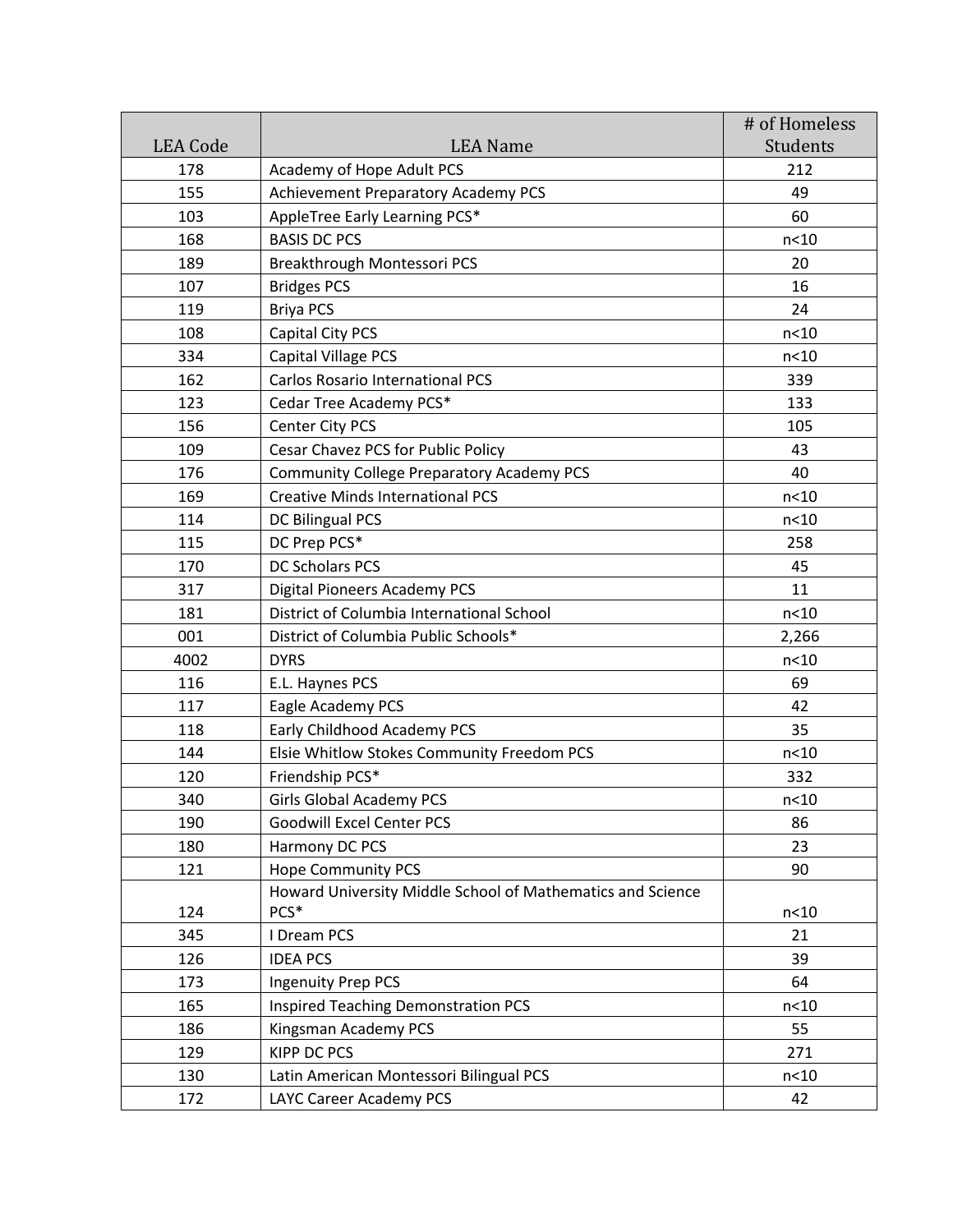| LEA Code | LEA Name | # of Homeless Students |
| --- | --- | --- |
| 178 | Academy of Hope Adult PCS | 212 |
| 155 | Achievement Preparatory Academy PCS | 49 |
| 103 | AppleTree Early Learning PCS* | 60 |
| 168 | BASIS DC PCS | n<10 |
| 189 | Breakthrough Montessori PCS | 20 |
| 107 | Bridges PCS | 16 |
| 119 | Briya PCS | 24 |
| 108 | Capital City PCS | n<10 |
| 334 | Capital Village PCS | n<10 |
| 162 | Carlos Rosario International PCS | 339 |
| 123 | Cedar Tree Academy PCS* | 133 |
| 156 | Center City PCS | 105 |
| 109 | Cesar Chavez PCS for Public Policy | 43 |
| 176 | Community College Preparatory Academy PCS | 40 |
| 169 | Creative Minds International PCS | n<10 |
| 114 | DC Bilingual PCS | n<10 |
| 115 | DC Prep PCS* | 258 |
| 170 | DC Scholars PCS | 45 |
| 317 | Digital Pioneers Academy PCS | 11 |
| 181 | District of Columbia International School | n<10 |
| 001 | District of Columbia Public Schools* | 2,266 |
| 4002 | DYRS | n<10 |
| 116 | E.L. Haynes PCS | 69 |
| 117 | Eagle Academy PCS | 42 |
| 118 | Early Childhood Academy PCS | 35 |
| 144 | Elsie Whitlow Stokes Community Freedom PCS | n<10 |
| 120 | Friendship PCS* | 332 |
| 340 | Girls Global Academy PCS | n<10 |
| 190 | Goodwill Excel Center PCS | 86 |
| 180 | Harmony DC PCS | 23 |
| 121 | Hope Community PCS | 90 |
| 124 | Howard University Middle School of Mathematics and Science PCS* | n<10 |
| 345 | I Dream PCS | 21 |
| 126 | IDEA PCS | 39 |
| 173 | Ingenuity Prep PCS | 64 |
| 165 | Inspired Teaching Demonstration PCS | n<10 |
| 186 | Kingsman Academy PCS | 55 |
| 129 | KIPP DC PCS | 271 |
| 130 | Latin American Montessori Bilingual PCS | n<10 |
| 172 | LAYC Career Academy PCS | 42 |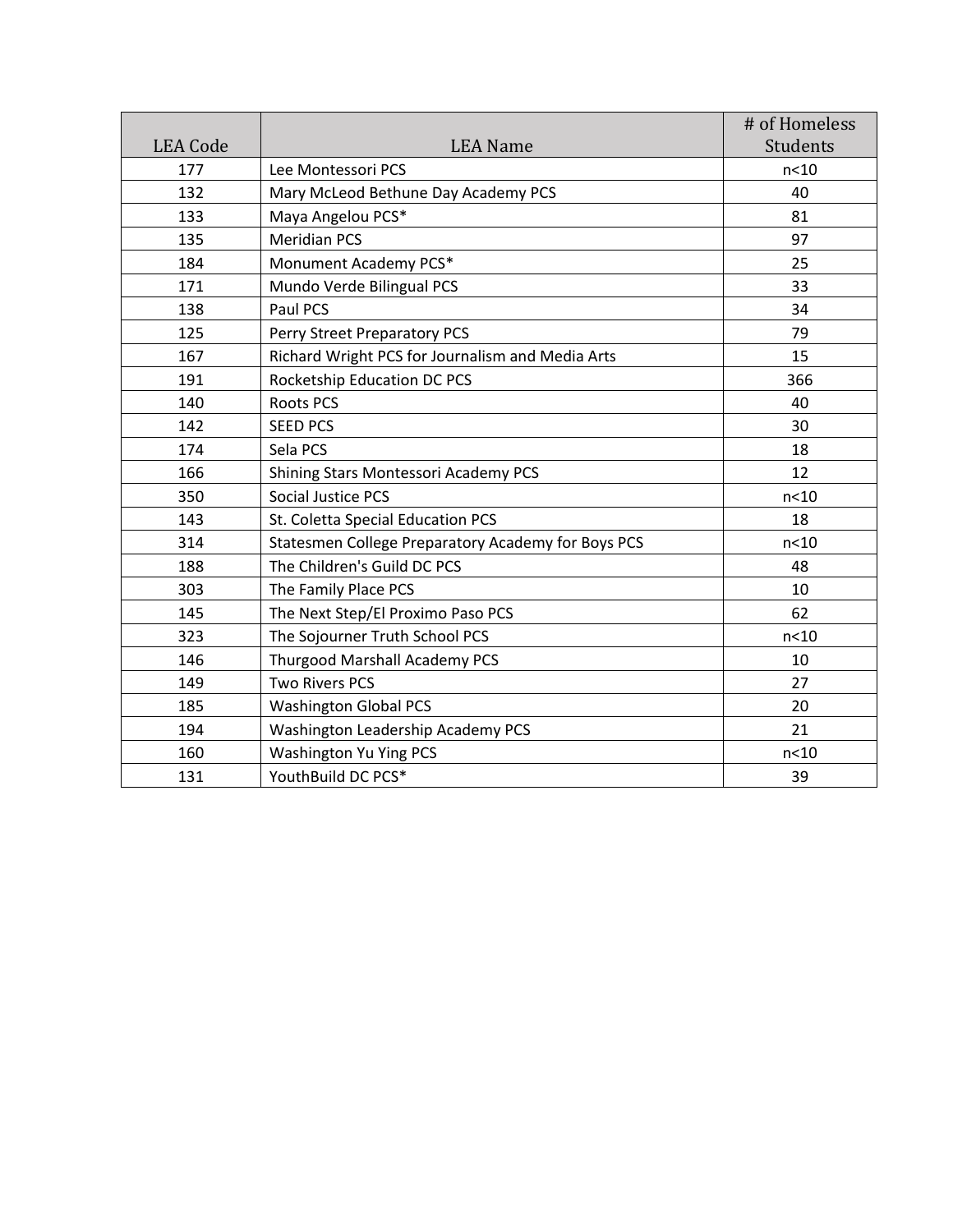| LEA Code | LEA Name | # of Homeless Students |
| --- | --- | --- |
| 177 | Lee Montessori PCS | n<10 |
| 132 | Mary McLeod Bethune Day Academy PCS | 40 |
| 133 | Maya Angelou PCS* | 81 |
| 135 | Meridian PCS | 97 |
| 184 | Monument Academy PCS* | 25 |
| 171 | Mundo Verde Bilingual PCS | 33 |
| 138 | Paul PCS | 34 |
| 125 | Perry Street Preparatory PCS | 79 |
| 167 | Richard Wright PCS for Journalism and Media Arts | 15 |
| 191 | Rocketship Education DC PCS | 366 |
| 140 | Roots PCS | 40 |
| 142 | SEED PCS | 30 |
| 174 | Sela PCS | 18 |
| 166 | Shining Stars Montessori Academy PCS | 12 |
| 350 | Social Justice PCS | n<10 |
| 143 | St. Coletta Special Education PCS | 18 |
| 314 | Statesmen College Preparatory Academy for Boys PCS | n<10 |
| 188 | The Children's Guild DC PCS | 48 |
| 303 | The Family Place PCS | 10 |
| 145 | The Next Step/El Proximo Paso PCS | 62 |
| 323 | The Sojourner Truth School PCS | n<10 |
| 146 | Thurgood Marshall Academy PCS | 10 |
| 149 | Two Rivers PCS | 27 |
| 185 | Washington Global PCS | 20 |
| 194 | Washington Leadership Academy PCS | 21 |
| 160 | Washington Yu Ying PCS | n<10 |
| 131 | YouthBuild DC PCS* | 39 |